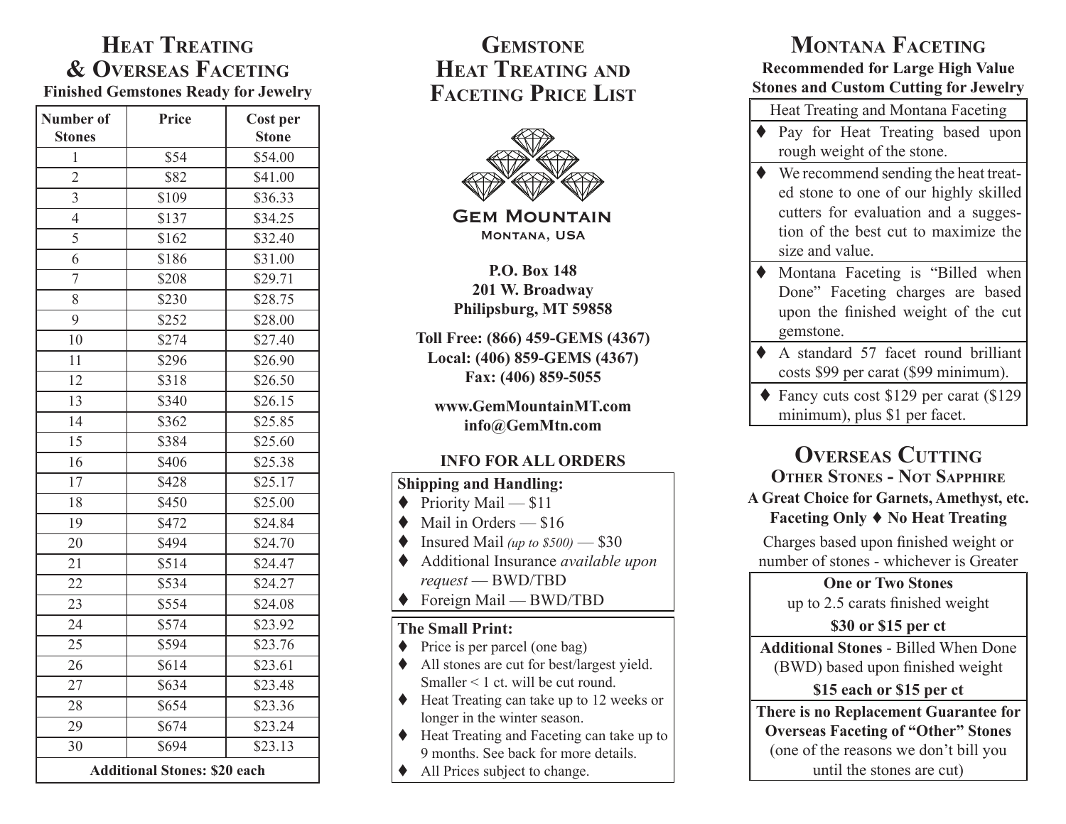# Heat Treating & Overseas Faceting

**Finished Gemstones Ready for Jewelry**

| Number of Stones | Price | Cost per Stone |
|---|---|---|
| 1 | $54 | $54.00 |
| 2 | $82 | $41.00 |
| 3 | $109 | $36.33 |
| 4 | $137 | $34.25 |
| 5 | $162 | $32.40 |
| 6 | $186 | $31.00 |
| 7 | $208 | $29.71 |
| 8 | $230 | $28.75 |
| 9 | $252 | $28.00 |
| 10 | $274 | $27.40 |
| 11 | $296 | $26.90 |
| 12 | $318 | $26.50 |
| 13 | $340 | $26.15 |
| 14 | $362 | $25.85 |
| 15 | $384 | $25.60 |
| 16 | $406 | $25.38 |
| 17 | $428 | $25.17 |
| 18 | $450 | $25.00 |
| 19 | $472 | $24.84 |
| 20 | $494 | $24.70 |
| 21 | $514 | $24.47 |
| 22 | $534 | $24.27 |
| 23 | $554 | $24.08 |
| 24 | $574 | $23.92 |
| 25 | $594 | $23.76 |
| 26 | $614 | $23.61 |
| 27 | $634 | $23.48 |
| 28 | $654 | $23.36 |
| 29 | $674 | $23.24 |
| 30 | $694 | $23.13 |
| **Additional Stones: $20 each** | | |

# Gemstone Heat Treating and Faceting Price List

**Gem Mountain**
Montana, USA

**P.O. Box 148**
**201 W. Broadway**
**Philipsburg, MT 59858**

**Toll Free: (866) 459-GEMS (4367)**
**Local: (406) 859-GEMS (4367)**
**Fax: (406) 859-5055**

**www.GemMountainMT.com**
**info@GemMtn.com**

## INFO FOR ALL ORDERS

**Shipping and Handling:**

- Priority Mail — $11
- Mail in Orders — $16
- Insured Mail *(up to $500)* — $30
- Additional Insurance *available upon request* — BWD/TBD
- Foreign Mail — BWD/TBD

**The Small Print:**

- Price is per parcel (one bag)
- All stones are cut for best/largest yield. Smaller < 1 ct. will be cut round.
- Heat Treating can take up to 12 weeks or longer in the winter season.
- Heat Treating and Faceting can take up to 9 months. See back for more details.
- All Prices subject to change.

# Montana Faceting

**Recommended for Large High Value Stones and Custom Cutting for Jewelry**

Heat Treating and Montana Faceting

- Pay for Heat Treating based upon rough weight of the stone.
- We recommend sending the heat treated stone to one of our highly skilled cutters for evaluation and a suggestion of the best cut to maximize the size and value.
- Montana Faceting is "Billed when Done" Faceting charges are based upon the finished weight of the cut gemstone.
- A standard 57 facet round brilliant costs $99 per carat ($99 minimum).
- Fancy cuts cost $129 per carat ($129 minimum), plus $1 per facet.

# Overseas Cutting

## Other Stones - Not Sapphire

**A Great Choice for Garnets, Amethyst, etc.**
**Faceting Only ♦ No Heat Treating**

Charges based upon finished weight or number of stones - whichever is Greater

**One or Two Stones**
up to 2.5 carats finished weight
**$30 or $15 per ct**

**Additional Stones** - Billed When Done (BWD) based upon finished weight
**$15 each or $15 per ct**

**There is no Replacement Guarantee for Overseas Faceting of "Other" Stones**
(one of the reasons we don't bill you until the stones are cut)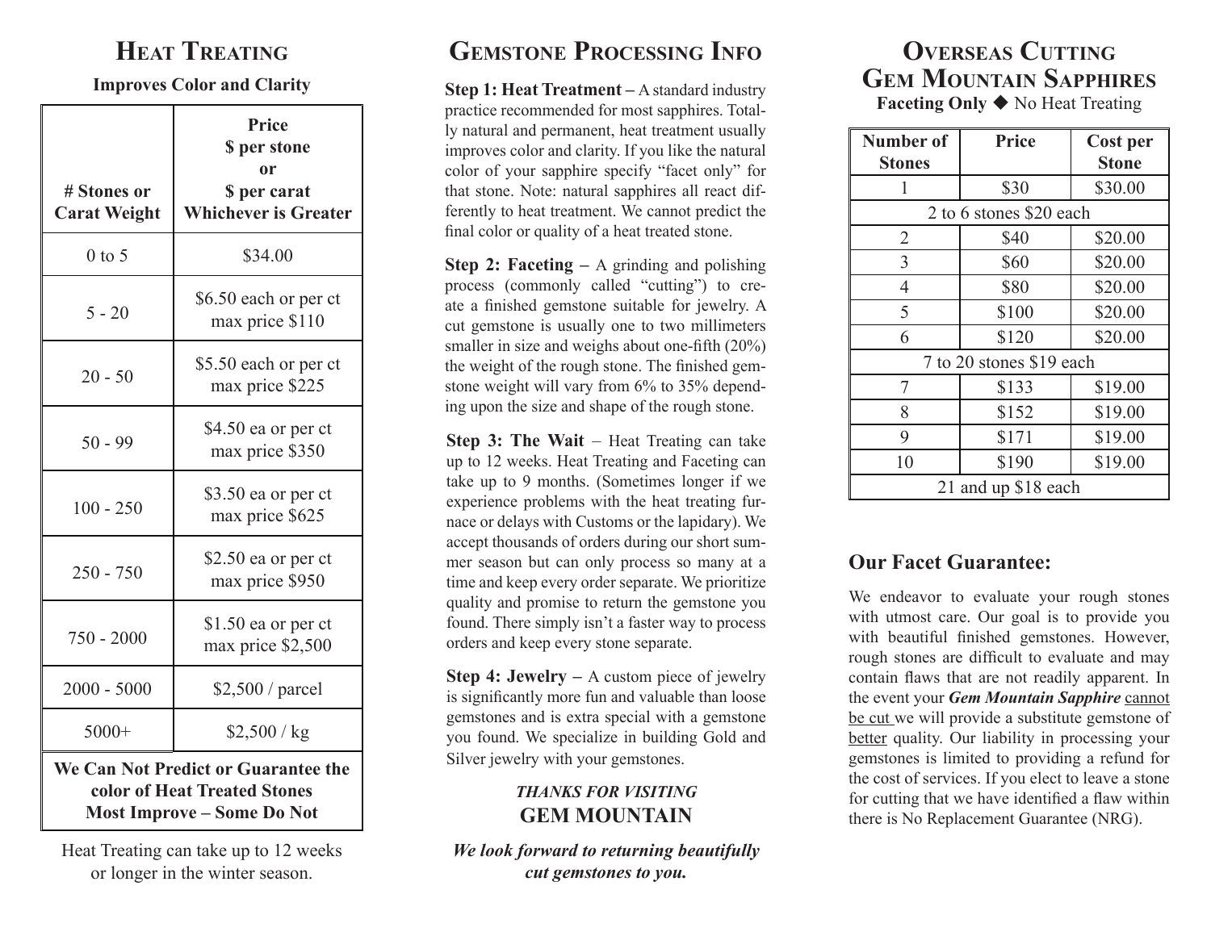# Heat Treating

**Improves Color and Clarity**

| # Stones or Carat Weight | Price $ per stone or $ per carat Whichever is Greater |
|---|---|
| 0 to 5 | $34.00 |
| 5 - 20 | $6.50 each or per ct max price $110 |
| 20 - 50 | $5.50 each or per ct max price $225 |
| 50 - 99 | $4.50 ea or per ct max price $350 |
| 100 - 250 | $3.50 ea or per ct max price $625 |
| 250 - 750 | $2.50 ea or per ct max price $950 |
| 750 - 2000 | $1.50 ea or per ct max price $2,500 |
| 2000 - 5000 | $2,500 / parcel |
| 5000+ | $2,500 / kg |
| **We Can Not Predict or Guarantee the color of Heat Treated Stones Most Improve – Some Do Not** | |

Heat Treating can take up to 12 weeks or longer in the winter season.

# Gemstone Processing Info

**Step 1: Heat Treatment –** A standard industry practice recommended for most sapphires. Totally natural and permanent, heat treatment usually improves color and clarity. If you like the natural color of your sapphire specify "facet only" for that stone. Note: natural sapphires all react differently to heat treatment. We cannot predict the final color or quality of a heat treated stone.

**Step 2: Faceting –** A grinding and polishing process (commonly called "cutting") to create a finished gemstone suitable for jewelry. A cut gemstone is usually one to two millimeters smaller in size and weighs about one-fifth (20%) the weight of the rough stone. The finished gemstone weight will vary from 6% to 35% depending upon the size and shape of the rough stone.

**Step 3: The Wait** – Heat Treating can take up to 12 weeks. Heat Treating and Faceting can take up to 9 months. (Sometimes longer if we experience problems with the heat treating furnace or delays with Customs or the lapidary). We accept thousands of orders during our short summer season but can only process so many at a time and keep every order separate. We prioritize quality and promise to return the gemstone you found. There simply isn't a faster way to process orders and keep every stone separate.

**Step 4: Jewelry –** A custom piece of jewelry is significantly more fun and valuable than loose gemstones and is extra special with a gemstone you found. We specialize in building Gold and Silver jewelry with your gemstones.

***THANKS FOR VISITING***
**GEM MOUNTAIN**

***We look forward to returning beautifully cut gemstones to you.***

# Overseas Cutting Gem Mountain Sapphires

**Faceting Only** ◆ No Heat Treating

| Number of Stones | Price | Cost per Stone |
|---|---|---|
| 1 | $30 | $30.00 |
| 2 to 6 stones $20 each | | |
| 2 | $40 | $20.00 |
| 3 | $60 | $20.00 |
| 4 | $80 | $20.00 |
| 5 | $100 | $20.00 |
| 6 | $120 | $20.00 |
| 7 to 20 stones $19 each | | |
| 7 | $133 | $19.00 |
| 8 | $152 | $19.00 |
| 9 | $171 | $19.00 |
| 10 | $190 | $19.00 |
| 21 and up $18 each | | |

## Our Facet Guarantee:

We endeavor to evaluate your rough stones with utmost care. Our goal is to provide you with beautiful finished gemstones. However, rough stones are difficult to evaluate and may contain flaws that are not readily apparent. In the event your ***Gem Mountain Sapphire*** cannot be cut we will provide a substitute gemstone of better quality. Our liability in processing your gemstones is limited to providing a refund for the cost of services. If you elect to leave a stone for cutting that we have identified a flaw within there is No Replacement Guarantee (NRG).